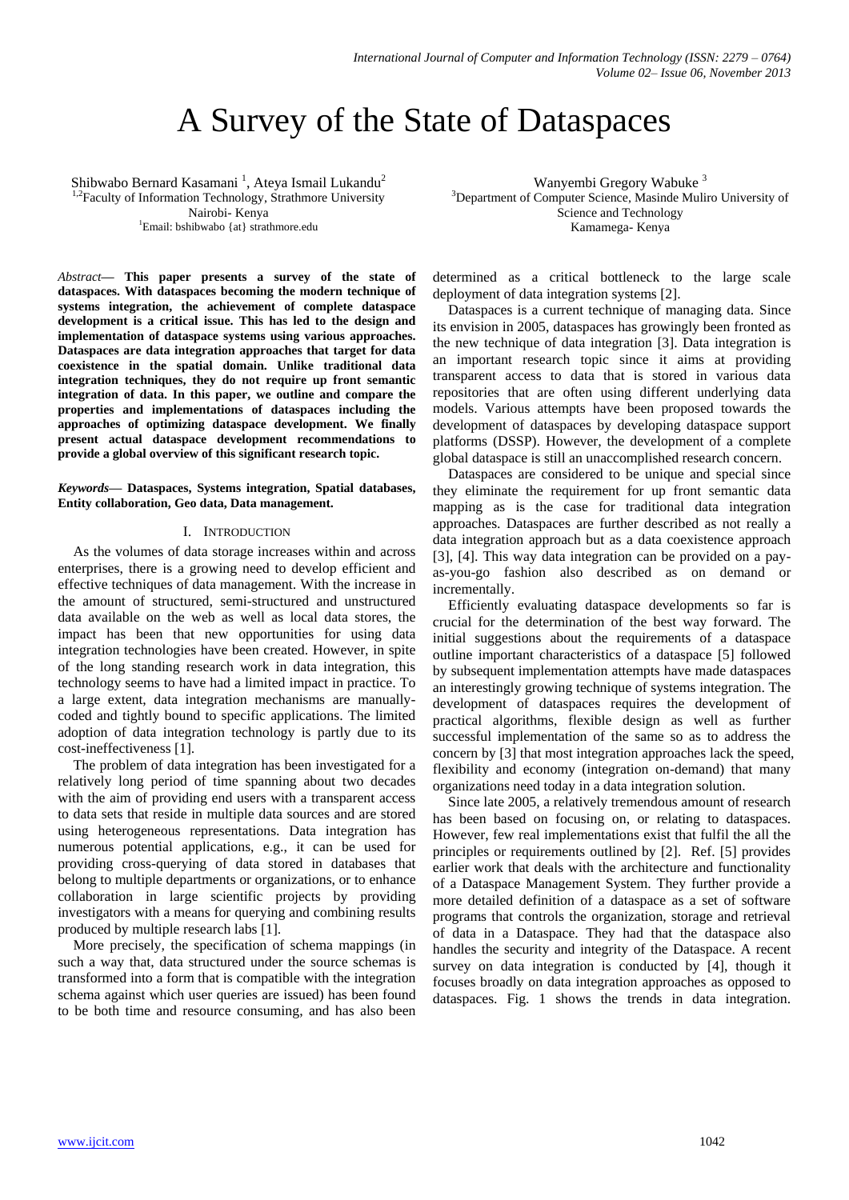# A Survey of the State of Dataspaces

Shibwabo Bernard Kasamani [1], Ateya Ismail Lukandu[2]
[1,2]Faculty of Information Technology, Strathmore University
Nairobi- Kenya
[1]Email: bshibwabo {at} strathmore.edu

Wanyembi Gregory Wabuke [3]
[3]Department of Computer Science, Masinde Muliro University of Science and Technology
Kamamega- Kenya

*Abstract*— **This paper presents a survey of the state of dataspaces. With dataspaces becoming the modern technique of systems integration, the achievement of complete dataspace development is a critical issue. This has led to the design and implementation of dataspace systems using various approaches. Dataspaces are data integration approaches that target for data coexistence in the spatial domain. Unlike traditional data integration techniques, they do not require up front semantic integration of data. In this paper, we outline and compare the properties and implementations of dataspaces including the approaches of optimizing dataspace development. We finally present actual dataspace development recommendations to provide a global overview of this significant research topic.**

***Keywords*— Dataspaces, Systems integration, Spatial databases, Entity collaboration, Geo data, Data management.**

## I. Introduction

As the volumes of data storage increases within and across enterprises, there is a growing need to develop efficient and effective techniques of data management. With the increase in the amount of structured, semi-structured and unstructured data available on the web as well as local data stores, the impact has been that new opportunities for using data integration technologies have been created. However, in spite of the long standing research work in data integration, this technology seems to have had a limited impact in practice. To a large extent, data integration mechanisms are manually-coded and tightly bound to specific applications. The limited adoption of data integration technology is partly due to its cost-ineffectiveness [1].

The problem of data integration has been investigated for a relatively long period of time spanning about two decades with the aim of providing end users with a transparent access to data sets that reside in multiple data sources and are stored using heterogeneous representations. Data integration has numerous potential applications, e.g., it can be used for providing cross-querying of data stored in databases that belong to multiple departments or organizations, or to enhance collaboration in large scientific projects by providing investigators with a means for querying and combining results produced by multiple research labs [1].

More precisely, the specification of schema mappings (in such a way that, data structured under the source schemas is transformed into a form that is compatible with the integration schema against which user queries are issued) has been found to be both time and resource consuming, and has also been determined as a critical bottleneck to the large scale deployment of data integration systems [2].

Dataspaces is a current technique of managing data. Since its envision in 2005, dataspaces has growingly been fronted as the new technique of data integration [3]. Data integration is an important research topic since it aims at providing transparent access to data that is stored in various data repositories that are often using different underlying data models. Various attempts have been proposed towards the development of dataspaces by developing dataspace support platforms (DSSP). However, the development of a complete global dataspace is still an unaccomplished research concern.

Dataspaces are considered to be unique and special since they eliminate the requirement for up front semantic data mapping as is the case for traditional data integration approaches. Dataspaces are further described as not really a data integration approach but as a data coexistence approach [3], [4]. This way data integration can be provided on a pay-as-you-go fashion also described as on demand or incrementally.

Efficiently evaluating dataspace developments so far is crucial for the determination of the best way forward. The initial suggestions about the requirements of a dataspace outline important characteristics of a dataspace [5] followed by subsequent implementation attempts have made dataspaces an interestingly growing technique of systems integration. The development of dataspaces requires the development of practical algorithms, flexible design as well as further successful implementation of the same so as to address the concern by [3] that most integration approaches lack the speed, flexibility and economy (integration on-demand) that many organizations need today in a data integration solution.

Since late 2005, a relatively tremendous amount of research has been based on focusing on, or relating to dataspaces. However, few real implementations exist that fulfil the all the principles or requirements outlined by [2]. Ref. [5] provides earlier work that deals with the architecture and functionality of a Dataspace Management System. They further provide a more detailed definition of a dataspace as a set of software programs that controls the organization, storage and retrieval of data in a Dataspace. They had that the dataspace also handles the security and integrity of the Dataspace. A recent survey on data integration is conducted by [4], though it focuses broadly on data integration approaches as opposed to dataspaces. Fig. 1 shows the trends in data integration.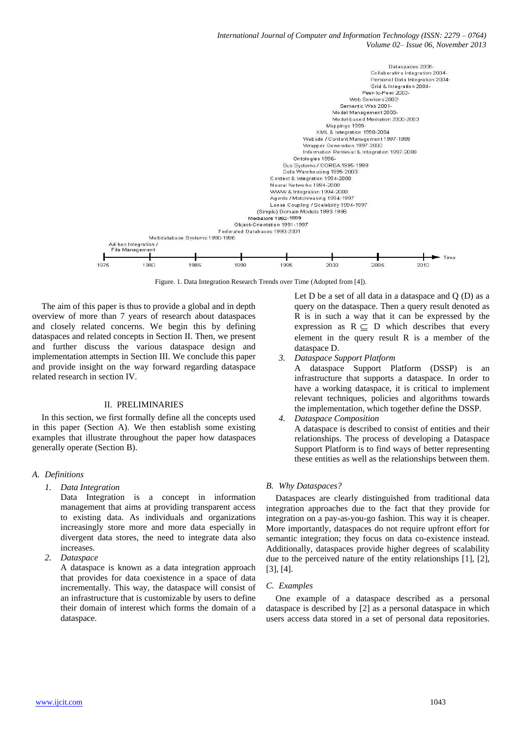Figure. 1. Data Integration Research Trends over Time (Adopted from [4]).

The aim of this paper is thus to provide a global and in depth overview of more than 7 years of research about dataspaces and closely related concerns. We begin this by defining dataspaces and related concepts in Section II. Then, we present and further discuss the various dataspace design and implementation attempts in Section III. We conclude this paper and provide insight on the way forward regarding dataspace related research in section IV.

## II. PRELIMINARIES

In this section, we first formally define all the concepts used in this paper (Section A). We then establish some existing examples that illustrate throughout the paper how dataspaces generally operate (Section B).

### A. Definitions

1. *Data Integration*

   Data Integration is a concept in information management that aims at providing transparent access to existing data. As individuals and organizations increasingly store more and more data especially in divergent data stores, the need to integrate data also increases.

2. *Dataspace*

   A dataspace is known as a data integration approach that provides for data coexistence in a space of data incrementally. This way, the dataspace will consist of an infrastructure that is customizable by users to define their domain of interest which forms the domain of a dataspace.

   Let D be a set of all data in a dataspace and Q (D) as a query on the dataspace. Then a query result denoted as R is in such a way that it can be expressed by the expression as $R \subseteq D$ which describes that every element in the query result R is a member of the dataspace D.

3. *Dataspace Support Platform*

   A dataspace Support Platform (DSSP) is an infrastructure that supports a dataspace. In order to have a working dataspace, it is critical to implement relevant techniques, policies and algorithms towards the implementation, which together define the DSSP.

4. *Dataspace Composition*

   A dataspace is described to consist of entities and their relationships. The process of developing a Dataspace Support Platform is to find ways of better representing these entities as well as the relationships between them.

### B. Why Dataspaces?

Dataspaces are clearly distinguished from traditional data integration approaches due to the fact that they provide for integration on a pay-as-you-go fashion. This way it is cheaper. More importantly, dataspaces do not require upfront effort for semantic integration; they focus on data co-existence instead. Additionally, dataspaces provide higher degrees of scalability due to the perceived nature of the entity relationships [1], [2], [3], [4].

### C. Examples

One example of a dataspace described as a personal dataspace is described by [2] as a personal dataspace in which users access data stored in a set of personal data repositories.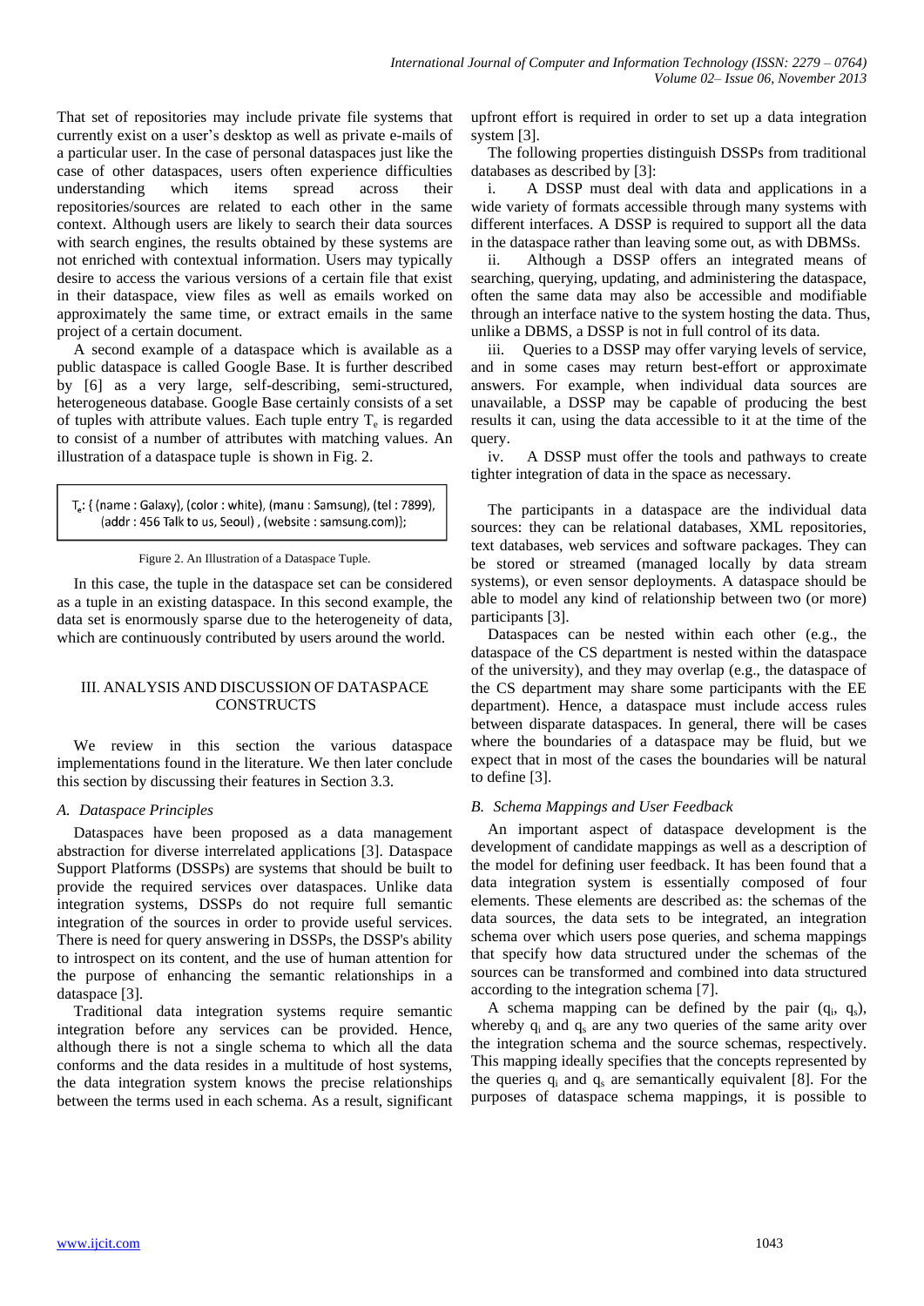That set of repositories may include private file systems that currently exist on a user's desktop as well as private e-mails of a particular user. In the case of personal dataspaces just like the case of other dataspaces, users often experience difficulties understanding which items spread across their repositories/sources are related to each other in the same context. Although users are likely to search their data sources with search engines, the results obtained by these systems are not enriched with contextual information. Users may typically desire to access the various versions of a certain file that exist in their dataspace, view files as well as emails worked on approximately the same time, or extract emails in the same project of a certain document.

A second example of a dataspace which is available as a public dataspace is called Google Base. It is further described by [6] as a very large, self-describing, semi-structured, heterogeneous database. Google Base certainly consists of a set of tuples with attribute values. Each tuple entry $T_e$ is regarded to consist of a number of attributes with matching values. An illustration of a dataspace tuple is shown in Fig. 2.

```
Te: { (name : Galaxy), (color : white), (manu : Samsung), (tel : 7899),
     (addr : 456 Talk to us, Seoul) , (website : samsung.com)};
```

Figure 2. An Illustration of a Dataspace Tuple.

In this case, the tuple in the dataspace set can be considered as a tuple in an existing dataspace. In this second example, the data set is enormously sparse due to the heterogeneity of data, which are continuously contributed by users around the world.

## III. ANALYSIS AND DISCUSSION OF DATASPACE CONSTRUCTS

We review in this section the various dataspace implementations found in the literature. We then later conclude this section by discussing their features in Section 3.3.

### *A. Dataspace Principles*

Dataspaces have been proposed as a data management abstraction for diverse interrelated applications [3]. Dataspace Support Platforms (DSSPs) are systems that should be built to provide the required services over dataspaces. Unlike data integration systems, DSSPs do not require full semantic integration of the sources in order to provide useful services. There is need for query answering in DSSPs, the DSSP's ability to introspect on its content, and the use of human attention for the purpose of enhancing the semantic relationships in a dataspace [3].

Traditional data integration systems require semantic integration before any services can be provided. Hence, although there is not a single schema to which all the data conforms and the data resides in a multitude of host systems, the data integration system knows the precise relationships between the terms used in each schema. As a result, significant upfront effort is required in order to set up a data integration system [3].

The following properties distinguish DSSPs from traditional databases as described by [3]:

i. A DSSP must deal with data and applications in a wide variety of formats accessible through many systems with different interfaces. A DSSP is required to support all the data in the dataspace rather than leaving some out, as with DBMSs.

ii. Although a DSSP offers an integrated means of searching, querying, updating, and administering the dataspace, often the same data may also be accessible and modifiable through an interface native to the system hosting the data. Thus, unlike a DBMS, a DSSP is not in full control of its data.

iii. Queries to a DSSP may offer varying levels of service, and in some cases may return best-effort or approximate answers. For example, when individual data sources are unavailable, a DSSP may be capable of producing the best results it can, using the data accessible to it at the time of the query.

iv. A DSSP must offer the tools and pathways to create tighter integration of data in the space as necessary.

The participants in a dataspace are the individual data sources: they can be relational databases, XML repositories, text databases, web services and software packages. They can be stored or streamed (managed locally by data stream systems), or even sensor deployments. A dataspace should be able to model any kind of relationship between two (or more) participants [3].

Dataspaces can be nested within each other (e.g., the dataspace of the CS department is nested within the dataspace of the university), and they may overlap (e.g., the dataspace of the CS department may share some participants with the EE department). Hence, a dataspace must include access rules between disparate dataspaces. In general, there will be cases where the boundaries of a dataspace may be fluid, but we expect that in most of the cases the boundaries will be natural to define [3].

### *B. Schema Mappings and User Feedback*

An important aspect of dataspace development is the development of candidate mappings as well as a description of the model for defining user feedback. It has been found that a data integration system is essentially composed of four elements. These elements are described as: the schemas of the data sources, the data sets to be integrated, an integration schema over which users pose queries, and schema mappings that specify how data structured under the schemas of the sources can be transformed and combined into data structured according to the integration schema [7].

A schema mapping can be defined by the pair ($q_i$, $q_s$), whereby $q_i$ and $q_s$ are any two queries of the same arity over the integration schema and the source schemas, respectively. This mapping ideally specifies that the concepts represented by the queries $q_i$ and $q_s$ are semantically equivalent [8]. For the purposes of dataspace schema mappings, it is possible to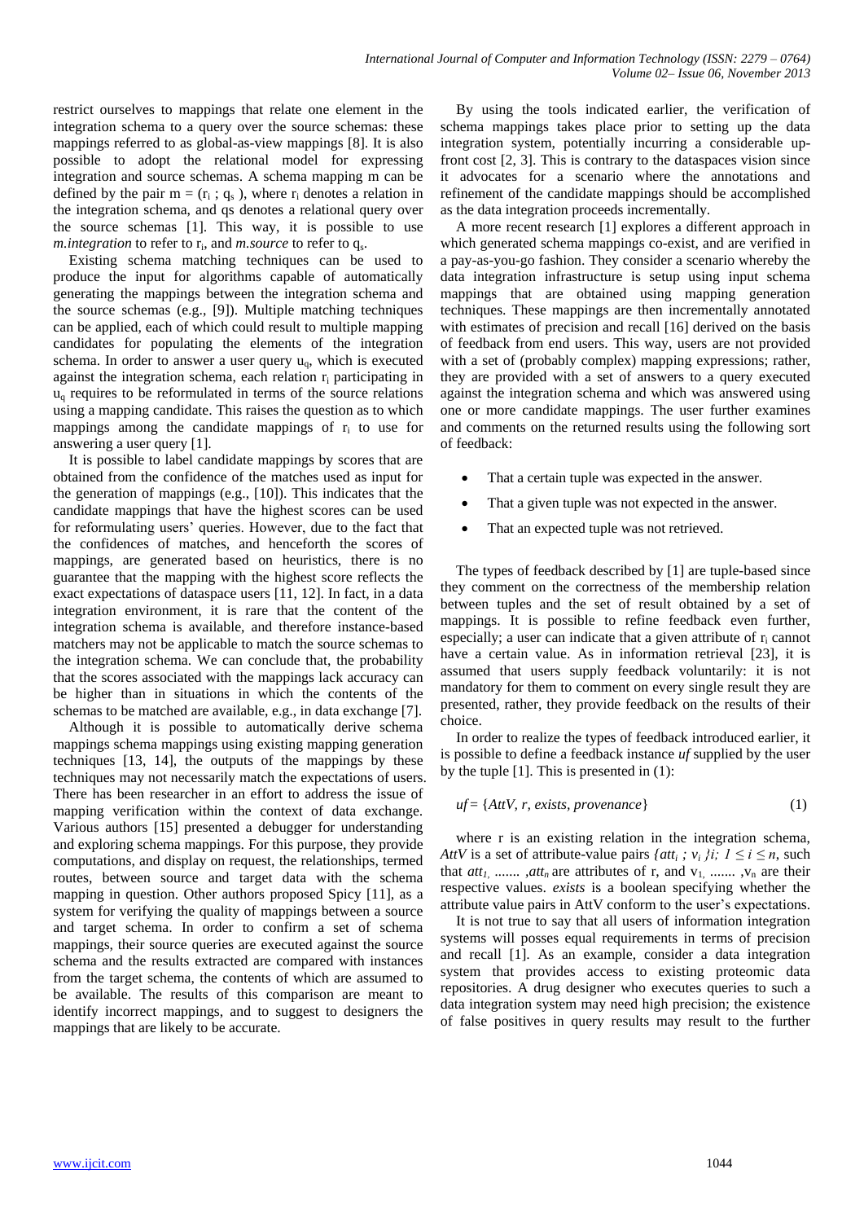restrict ourselves to mappings that relate one element in the integration schema to a query over the source schemas: these mappings referred to as global-as-view mappings [8]. It is also possible to adopt the relational model for expressing integration and source schemas. A schema mapping m can be defined by the pair $m = (r_i ; q_s)$, where $r_i$ denotes a relation in the integration schema, and qs denotes a relational query over the source schemas [1]. This way, it is possible to use *m.integration* to refer to $r_i$, and *m.source* to refer to $q_s$.

Existing schema matching techniques can be used to produce the input for algorithms capable of automatically generating the mappings between the integration schema and the source schemas (e.g., [9]). Multiple matching techniques can be applied, each of which could result to multiple mapping candidates for populating the elements of the integration schema. In order to answer a user query $u_q$, which is executed against the integration schema, each relation $r_i$ participating in $u_q$ requires to be reformulated in terms of the source relations using a mapping candidate. This raises the question as to which mappings among the candidate mappings of $r_i$ to use for answering a user query [1].

It is possible to label candidate mappings by scores that are obtained from the confidence of the matches used as input for the generation of mappings (e.g., [10]). This indicates that the candidate mappings that have the highest scores can be used for reformulating users' queries. However, due to the fact that the confidences of matches, and henceforth the scores of mappings, are generated based on heuristics, there is no guarantee that the mapping with the highest score reflects the exact expectations of dataspace users [11, 12]. In fact, in a data integration environment, it is rare that the content of the integration schema is available, and therefore instance-based matchers may not be applicable to match the source schemas to the integration schema. We can conclude that, the probability that the scores associated with the mappings lack accuracy can be higher than in situations in which the contents of the schemas to be matched are available, e.g., in data exchange [7].

Although it is possible to automatically derive schema mappings schema mappings using existing mapping generation techniques [13, 14], the outputs of the mappings by these techniques may not necessarily match the expectations of users. There has been researcher in an effort to address the issue of mapping verification within the context of data exchange. Various authors [15] presented a debugger for understanding and exploring schema mappings. For this purpose, they provide computations, and display on request, the relationships, termed routes, between source and target data with the schema mapping in question. Other authors proposed Spicy [11], as a system for verifying the quality of mappings between a source and target schema. In order to confirm a set of schema mappings, their source queries are executed against the source schema and the results extracted are compared with instances from the target schema, the contents of which are assumed to be available. The results of this comparison are meant to identify incorrect mappings, and to suggest to designers the mappings that are likely to be accurate.

By using the tools indicated earlier, the verification of schema mappings takes place prior to setting up the data integration system, potentially incurring a considerable up-front cost [2, 3]. This is contrary to the dataspaces vision since it advocates for a scenario where the annotations and refinement of the candidate mappings should be accomplished as the data integration proceeds incrementally.

A more recent research [1] explores a different approach in which generated schema mappings co-exist, and are verified in a pay-as-you-go fashion. They consider a scenario whereby the data integration infrastructure is setup using input schema mappings that are obtained using mapping generation techniques. These mappings are then incrementally annotated with estimates of precision and recall [16] derived on the basis of feedback from end users. This way, users are not provided with a set of (probably complex) mapping expressions; rather, they are provided with a set of answers to a query executed against the integration schema and which was answered using one or more candidate mappings. The user further examines and comments on the returned results using the following sort of feedback:

- That a certain tuple was expected in the answer.
- That a given tuple was not expected in the answer.
- That an expected tuple was not retrieved.

The types of feedback described by [1] are tuple-based since they comment on the correctness of the membership relation between tuples and the set of result obtained by a set of mappings. It is possible to refine feedback even further, especially; a user can indicate that a given attribute of $r_i$ cannot have a certain value. As in information retrieval [23], it is assumed that users supply feedback voluntarily: it is not mandatory for them to comment on every single result they are presented, rather, they provide feedback on the results of their choice.

In order to realize the types of feedback introduced earlier, it is possible to define a feedback instance *uf* supplied by the user by the tuple [1]. This is presented in (1):

$$uf = \{AttV, r, exists, provenance\} \qquad (1)$$

where r is an existing relation in the integration schema, *AttV* is a set of attribute-value pairs $\{att_i ; v_i \}i;\ 1 \leq i \leq n$, such that $att_1, \ldots, att_n$ are attributes of r, and $v_1, \ldots, v_n$ are their respective values. *exists* is a boolean specifying whether the attribute value pairs in AttV conform to the user's expectations.

It is not true to say that all users of information integration systems will posses equal requirements in terms of precision and recall [1]. As an example, consider a data integration system that provides access to existing proteomic data repositories. A drug designer who executes queries to such a data integration system may need high precision; the existence of false positives in query results may result to the further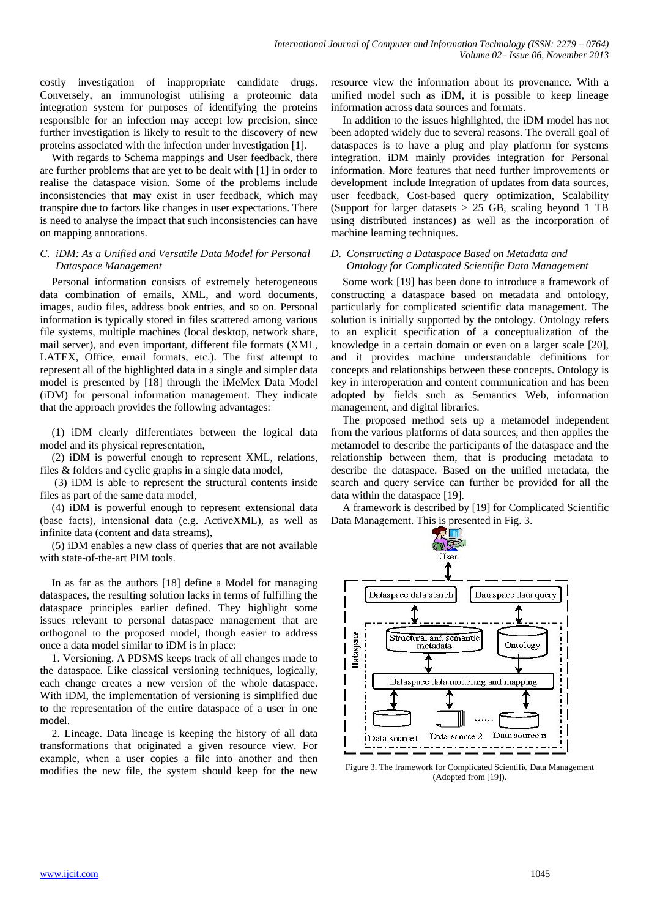costly investigation of inappropriate candidate drugs. Conversely, an immunologist utilising a proteomic data integration system for purposes of identifying the proteins responsible for an infection may accept low precision, since further investigation is likely to result to the discovery of new proteins associated with the infection under investigation [1].

With regards to Schema mappings and User feedback, there are further problems that are yet to be dealt with [1] in order to realise the dataspace vision. Some of the problems include inconsistencies that may exist in user feedback, which may transpire due to factors like changes in user expectations. There is need to analyse the impact that such inconsistencies can have on mapping annotations.

### C. iDM: As a Unified and Versatile Data Model for Personal Dataspace Management

Personal information consists of extremely heterogeneous data combination of emails, XML, and word documents, images, audio files, address book entries, and so on. Personal information is typically stored in files scattered among various file systems, multiple machines (local desktop, network share, mail server), and even important, different file formats (XML, LATEX, Office, email formats, etc.). The first attempt to represent all of the highlighted data in a single and simpler data model is presented by [18] through the iMeMex Data Model (iDM) for personal information management. They indicate that the approach provides the following advantages:

(1) iDM clearly differentiates between the logical data model and its physical representation,

(2) iDM is powerful enough to represent XML, relations, files & folders and cyclic graphs in a single data model,

(3) iDM is able to represent the structural contents inside files as part of the same data model,

(4) iDM is powerful enough to represent extensional data (base facts), intensional data (e.g. ActiveXML), as well as infinite data (content and data streams),

(5) iDM enables a new class of queries that are not available with state-of-the-art PIM tools.

In as far as the authors [18] define a Model for managing dataspaces, the resulting solution lacks in terms of fulfilling the dataspace principles earlier defined. They highlight some issues relevant to personal dataspace management that are orthogonal to the proposed model, though easier to address once a data model similar to iDM is in place:

1. Versioning. A PDSMS keeps track of all changes made to the dataspace. Like classical versioning techniques, logically, each change creates a new version of the whole dataspace. With iDM, the implementation of versioning is simplified due to the representation of the entire dataspace of a user in one model.

2. Lineage. Data lineage is keeping the history of all data transformations that originated a given resource view. For example, when a user copies a file into another and then modifies the new file, the system should keep for the new resource view the information about its provenance. With a unified model such as iDM, it is possible to keep lineage information across data sources and formats.

In addition to the issues highlighted, the iDM model has not been adopted widely due to several reasons. The overall goal of dataspaces is to have a plug and play platform for systems integration. iDM mainly provides integration for Personal information. More features that need further improvements or development include Integration of updates from data sources, user feedback, Cost-based query optimization, Scalability (Support for larger datasets > 25 GB, scaling beyond 1 TB using distributed instances) as well as the incorporation of machine learning techniques.

### D. Constructing a Dataspace Based on Metadata and Ontology for Complicated Scientific Data Management

Some work [19] has been done to introduce a framework of constructing a dataspace based on metadata and ontology, particularly for complicated scientific data management. The solution is initially supported by the ontology. Ontology refers to an explicit specification of a conceptualization of the knowledge in a certain domain or even on a larger scale [20], and it provides machine understandable definitions for concepts and relationships between these concepts. Ontology is key in interoperation and content communication and has been adopted by fields such as Semantics Web, information management, and digital libraries.

The proposed method sets up a metamodel independent from the various platforms of data sources, and then applies the metamodel to describe the participants of the dataspace and the relationship between them, that is producing metadata to describe the dataspace. Based on the unified metadata, the search and query service can further be provided for all the data within the dataspace [19].

A framework is described by [19] for Complicated Scientific Data Management. This is presented in Fig. 3.

Figure 3. The framework for Complicated Scientific Data Management (Adopted from [19]).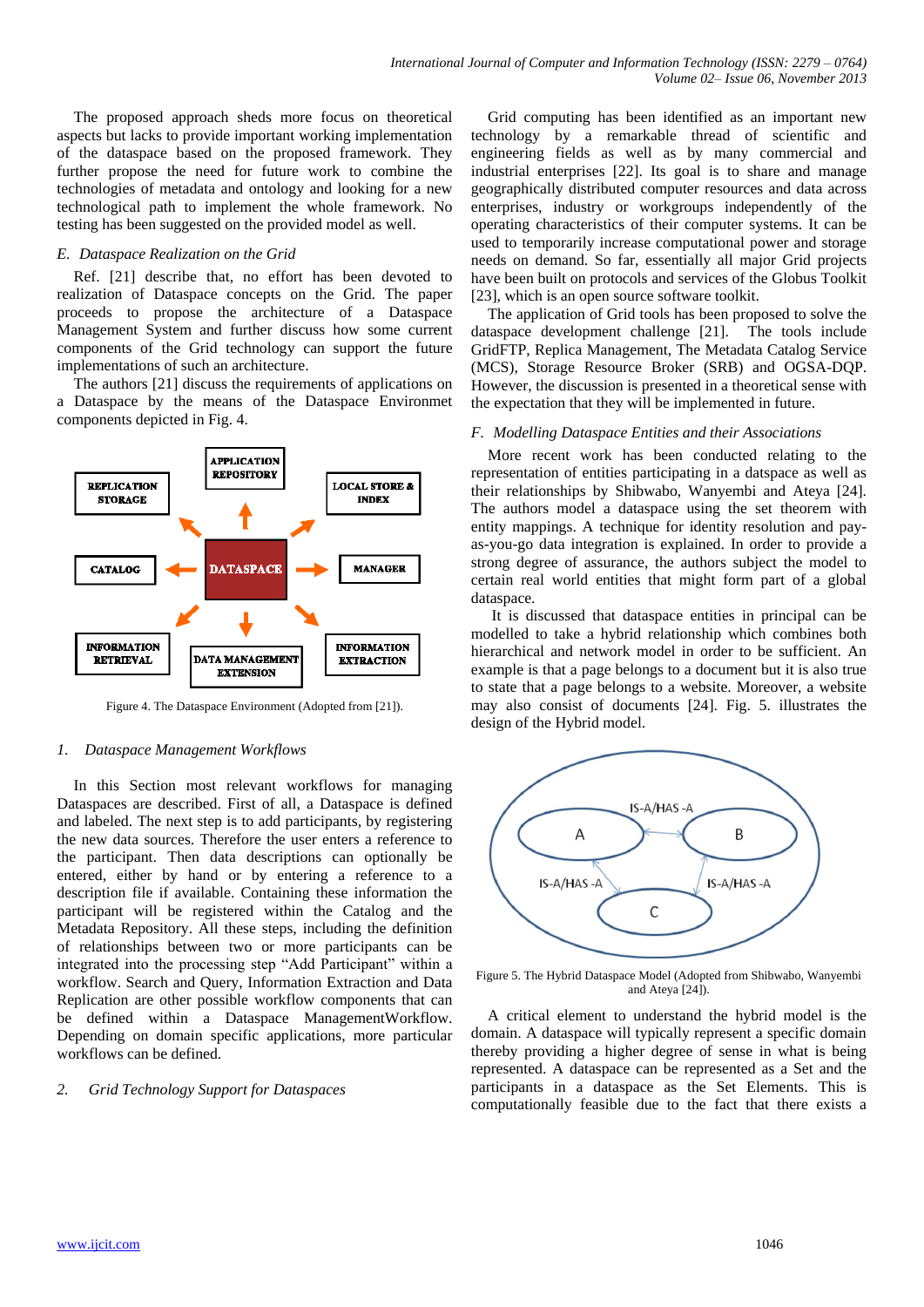The proposed approach sheds more focus on theoretical aspects but lacks to provide important working implementation of the dataspace based on the proposed framework. They further propose the need for future work to combine the technologies of metadata and ontology and looking for a new technological path to implement the whole framework. No testing has been suggested on the provided model as well.

### *E. Dataspace Realization on the Grid*

Ref. [21] describe that, no effort has been devoted to realization of Dataspace concepts on the Grid. The paper proceeds to propose the architecture of a Dataspace Management System and further discuss how some current components of the Grid technology can support the future implementations of such an architecture.

The authors [21] discuss the requirements of applications on a Dataspace by the means of the Dataspace Environmet components depicted in Fig. 4.

Figure 4. The Dataspace Environment (Adopted from [21]).

#### *1. Dataspace Management Workflows*

In this Section most relevant workflows for managing Dataspaces are described. First of all, a Dataspace is defined and labeled. The next step is to add participants, by registering the new data sources. Therefore the user enters a reference to the participant. Then data descriptions can optionally be entered, either by hand or by entering a reference to a description file if available. Containing these information the participant will be registered within the Catalog and the Metadata Repository. All these steps, including the definition of relationships between two or more participants can be integrated into the processing step "Add Participant" within a workflow. Search and Query, Information Extraction and Data Replication are other possible workflow components that can be defined within a Dataspace ManagementWorkflow. Depending on domain specific applications, more particular workflows can be defined.

#### *2. Grid Technology Support for Dataspaces*

Grid computing has been identified as an important new technology by a remarkable thread of scientific and engineering fields as well as by many commercial and industrial enterprises [22]. Its goal is to share and manage geographically distributed computer resources and data across enterprises, industry or workgroups independently of the operating characteristics of their computer systems. It can be used to temporarily increase computational power and storage needs on demand. So far, essentially all major Grid projects have been built on protocols and services of the Globus Toolkit [23], which is an open source software toolkit.

The application of Grid tools has been proposed to solve the dataspace development challenge [21]. The tools include GridFTP, Replica Management, The Metadata Catalog Service (MCS), Storage Resource Broker (SRB) and OGSA-DQP. However, the discussion is presented in a theoretical sense with the expectation that they will be implemented in future.

### *F. Modelling Dataspace Entities and their Associations*

More recent work has been conducted relating to the representation of entities participating in a datspace as well as their relationships by Shibwabo, Wanyembi and Ateya [24]. The authors model a dataspace using the set theorem with entity mappings. A technique for identity resolution and pay-as-you-go data integration is explained. In order to provide a strong degree of assurance, the authors subject the model to certain real world entities that might form part of a global dataspace.

It is discussed that dataspace entities in principal can be modelled to take a hybrid relationship which combines both hierarchical and network model in order to be sufficient. An example is that a page belongs to a document but it is also true to state that a page belongs to a website. Moreover, a website may also consist of documents [24]. Fig. 5. illustrates the design of the Hybrid model.

Figure 5. The Hybrid Dataspace Model (Adopted from Shibwabo, Wanyembi and Ateya [24]).

A critical element to understand the hybrid model is the domain. A dataspace will typically represent a specific domain thereby providing a higher degree of sense in what is being represented. A dataspace can be represented as a Set and the participants in a dataspace as the Set Elements. This is computationally feasible due to the fact that there exists a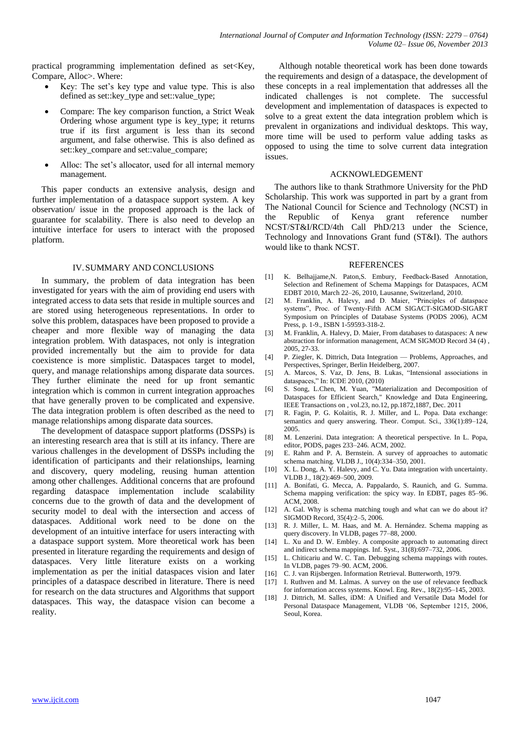practical programming implementation defined as set<Key, Compare, Alloc>. Where:

- Key: The set's key type and value type. This is also defined as set::key_type and set::value_type;
- Compare: The key comparison function, a Strict Weak Ordering whose argument type is key_type; it returns true if its first argument is less than its second argument, and false otherwise. This is also defined as set::key_compare and set::value_compare;
- Alloc: The set's allocator, used for all internal memory management.

This paper conducts an extensive analysis, design and further implementation of a dataspace support system. A key observation/ issue in the proposed approach is the lack of guarantee for scalability. There is also need to develop an intuitive interface for users to interact with the proposed platform.

## IV. SUMMARY AND CONCLUSIONS

In summary, the problem of data integration has been investigated for years with the aim of providing end users with integrated access to data sets that reside in multiple sources and are stored using heterogeneous representations. In order to solve this problem, dataspaces have been proposed to provide a cheaper and more flexible way of managing the data integration problem. With dataspaces, not only is integration provided incrementally but the aim to provide for data coexistence is more simplistic. Dataspaces target to model, query, and manage relationships among disparate data sources. They further eliminate the need for up front semantic integration which is common in current integration approaches that have generally proven to be complicated and expensive. The data integration problem is often described as the need to manage relationships among disparate data sources.

The development of dataspace support platforms (DSSPs) is an interesting research area that is still at its infancy. There are various challenges in the development of DSSPs including the identification of participants and their relationships, learning and discovery, query modeling, reusing human attention among other challenges. Additional concerns that are profound regarding dataspace implementation include scalability concerns due to the growth of data and the development of security model to deal with the intersection and access of dataspaces. Additional work need to be done on the development of an intuitive interface for users interacting with a dataspace support system. More theoretical work has been presented in literature regarding the requirements and design of dataspaces. Very little literature exists on a working implementation as per the initial dataspaces vision and later principles of a dataspace described in literature. There is need for research on the data structures and Algorithms that support dataspaces. This way, the dataspace vision can become a reality.

Although notable theoretical work has been done towards the requirements and design of a dataspace, the development of these concepts in a real implementation that addresses all the indicated challenges is not complete. The successful development and implementation of dataspaces is expected to solve to a great extent the data integration problem which is prevalent in organizations and individual desktops. This way, more time will be used to perform value adding tasks as opposed to using the time to solve current data integration issues.

## ACKNOWLEDGEMENT

The authors like to thank Strathmore University for the PhD Scholarship. This work was supported in part by a grant from The National Council for Science and Technology (NCST) in the Republic of Kenya grant reference number NCST/ST&I/RCD/4th Call PhD/213 under the Science, Technology and Innovations Grant fund (ST&I). The authors would like to thank NCST.

## REFERENCES

[1] K. Belhajjame,N. Paton,S. Embury, Feedback-Based Annotation, Selection and Refinement of Schema Mappings for Dataspaces, ACM EDBT 2010, March 22–26, 2010, Lausanne, Switzerland, 2010.

[2] M. Franklin, A. Halevy, and D. Maier, "Principles of dataspace systems", Proc. of Twenty-Fifth ACM SIGACT-SIGMOD-SIGART Symposium on Principles of Database Systems (PODS 2006), ACM Press, p. 1-9., ISBN 1-59593-318-2.

[3] M. Franklin, A. Halevy, D. Maier, From databases to dataspaces: A new abstraction for information management, ACM SIGMOD Record 34 (4) , 2005, 27-33.

[4] P. Ziegler, K. Dittrich, Data Integration — Problems, Approaches, and Perspectives, Springer, Berlin Heidelberg, 2007.

[5] A. Marcos, S. Vaz, D. Jens, B. Lukas, "Intensional associations in dataspaces," In: ICDE 2010, (2010)

[6] S. Song, L.Chen, M. Yuan, "Materialization and Decomposition of Dataspaces for Efficient Search," Knowledge and Data Engineering, IEEE Transactions on , vol.23, no.12, pp.1872,1887, Dec. 2011

[7] R. Fagin, P. G. Kolaitis, R. J. Miller, and L. Popa. Data exchange: semantics and query answering. Theor. Comput. Sci., 336(1):89–124, 2005.

[8] M. Lenzerini. Data integration: A theoretical perspective. In L. Popa, editor, PODS, pages 233–246. ACM, 2002.

[9] E. Rahm and P. A. Bernstein. A survey of approaches to automatic schema matching. VLDB J., 10(4):334–350, 2001.

[10] X. L. Dong, A. Y. Halevy, and C. Yu. Data integration with uncertainty. VLDB J., 18(2):469–500, 2009.

[11] A. Bonifati, G. Mecca, A. Pappalardo, S. Raunich, and G. Summa. Schema mapping verification: the spicy way. In EDBT, pages 85–96. ACM, 2008.

[12] A. Gal. Why is schema matching tough and what can we do about it? SIGMOD Record, 35(4):2–5, 2006.

[13] R. J. Miller, L. M. Haas, and M. A. Hernández. Schema mapping as query discovery. In VLDB, pages 77–88, 2000.

[14] L. Xu and D. W. Embley. A composite approach to automating direct and indirect schema mappings. Inf. Syst., 31(8):697–732, 2006.

[15] L. Chiticariu and W. C. Tan. Debugging schema mappings with routes. In VLDB, pages 79–90. ACM, 2006.

[16] C. J. van Rijsbergen. Information Retrieval. Butterworth, 1979.

[17] I. Ruthven and M. Lalmas. A survey on the use of relevance feedback for information access systems. Knowl. Eng. Rev., 18(2):95–145, 2003.

[18] J. Dittrich, M. Salles, iDM: A Unified and Versatile Data Model for Personal Dataspace Management, VLDB '06, September 1215, 2006, Seoul, Korea.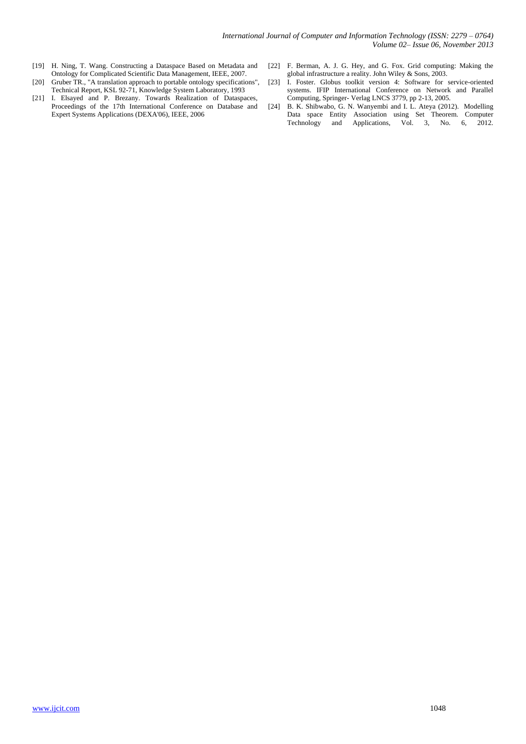[19] H. Ning, T. Wang. Constructing a Dataspace Based on Metadata and Ontology for Complicated Scientific Data Management, IEEE, 2007.

[20] Gruber TR., "A translation approach to portable ontology specifications", Technical Report, KSL 92-71, Knowledge System Laboratory, 1993

[21] I. Elsayed and P. Brezany. Towards Realization of Dataspaces, Proceedings of the 17th International Conference on Database and Expert Systems Applications (DEXA'06), IEEE, 2006

[22] F. Berman, A. J. G. Hey, and G. Fox. Grid computing: Making the global infrastructure a reality. John Wiley & Sons, 2003.

[23] I. Foster. Globus toolkit version 4: Software for service-oriented systems. IFIP International Conference on Network and Parallel Computing, Springer- Verlag LNCS 3779, pp 2-13, 2005.

[24] B. K. Shibwabo, G. N. Wanyembi and I. L. Ateya (2012). Modelling Data space Entity Association using Set Theorem. Computer Technology and Applications, Vol. 3, No. 6, 2012.